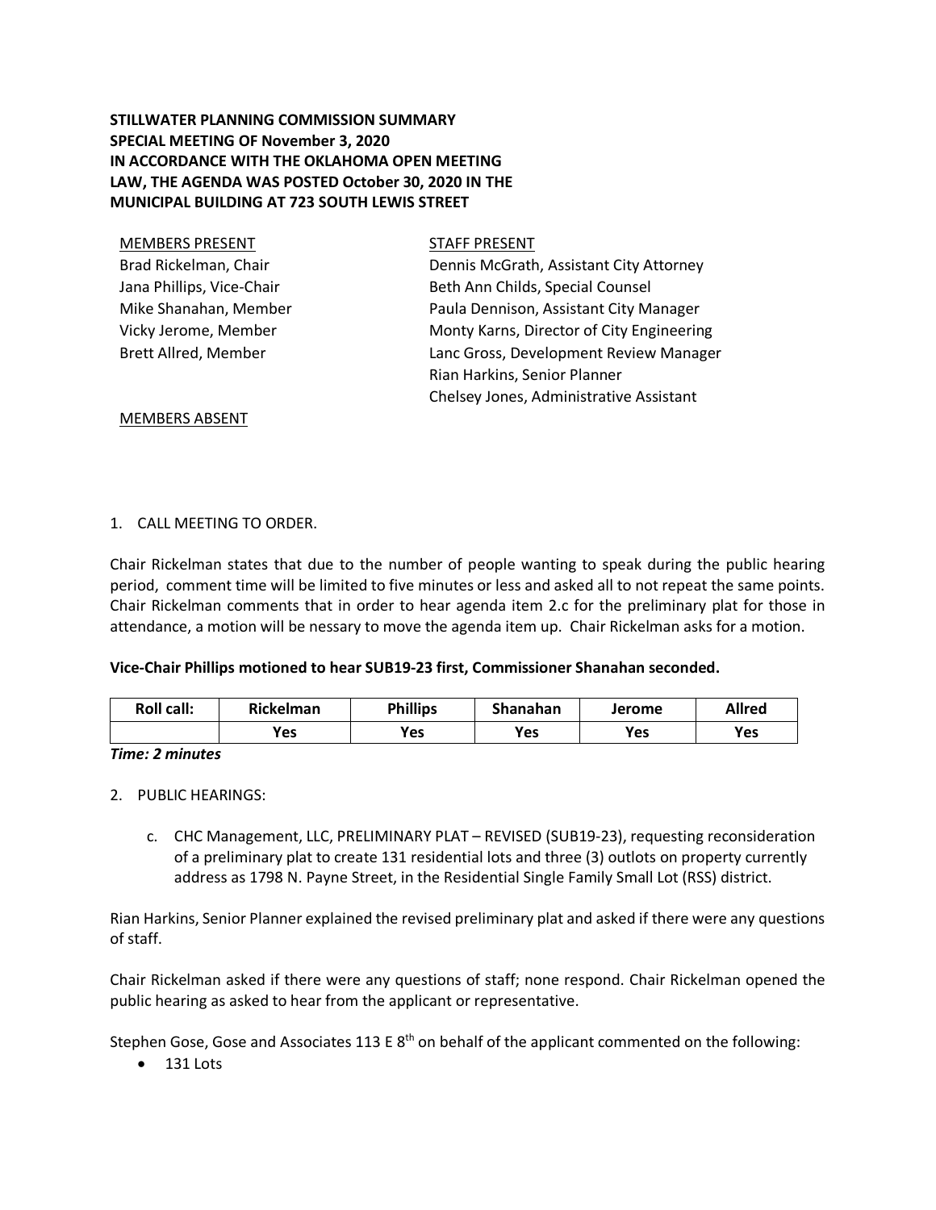**STILLWATER PLANNING COMMISSION SUMMARY**
**SPECIAL MEETING OF November 3, 2020**
**IN ACCORDANCE WITH THE OKLAHOMA OPEN MEETING LAW, THE AGENDA WAS POSTED October 30, 2020 IN THE MUNICIPAL BUILDING AT 723 SOUTH LEWIS STREET**

MEMBERS PRESENT
Brad Rickelman, Chair
Jana Phillips, Vice-Chair
Mike Shanahan, Member
Vicky Jerome, Member
Brett Allred, Member

STAFF PRESENT
Dennis McGrath, Assistant City Attorney
Beth Ann Childs, Special Counsel
Paula Dennison, Assistant City Manager
Monty Karns, Director of City Engineering
Lanc Gross, Development Review Manager
Rian Harkins, Senior Planner
Chelsey Jones, Administrative Assistant

MEMBERS ABSENT

1. CALL MEETING TO ORDER.

Chair Rickelman states that due to the number of people wanting to speak during the public hearing period, comment time will be limited to five minutes or less and asked all to not repeat the same points. Chair Rickelman comments that in order to hear agenda item 2.c for the preliminary plat for those in attendance, a motion will be nessary to move the agenda item up. Chair Rickelman asks for a motion.

**Vice-Chair Phillips motioned to hear SUB19-23 first, Commissioner Shanahan seconded.**

| Roll call: | Rickelman | Phillips | Shanahan | Jerome | Allred |
|---|---|---|---|---|---|
| | Yes | Yes | Yes | Yes | Yes |

***Time: 2 minutes***

2. PUBLIC HEARINGS:

   c. CHC Management, LLC, PRELIMINARY PLAT – REVISED (SUB19-23), requesting reconsideration of a preliminary plat to create 131 residential lots and three (3) outlots on property currently address as 1798 N. Payne Street, in the Residential Single Family Small Lot (RSS) district.

Rian Harkins, Senior Planner explained the revised preliminary plat and asked if there were any questions of staff.

Chair Rickelman asked if there were any questions of staff; none respond. Chair Rickelman opened the public hearing as asked to hear from the applicant or representative.

Stephen Gose, Gose and Associates 113 E 8th on behalf of the applicant commented on the following:

- 131 Lots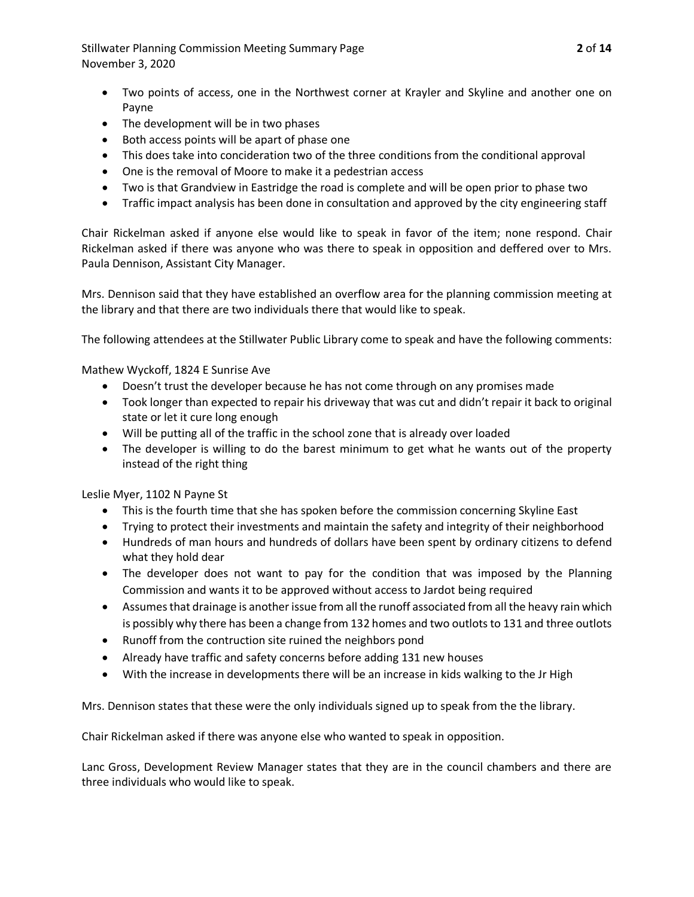- Two points of access, one in the Northwest corner at Krayler and Skyline and another one on Payne
- The development will be in two phases
- Both access points will be apart of phase one
- This does take into concideration two of the three conditions from the conditional approval
- One is the removal of Moore to make it a pedestrian access
- Two is that Grandview in Eastridge the road is complete and will be open prior to phase two
- Traffic impact analysis has been done in consultation and approved by the city engineering staff

Chair Rickelman asked if anyone else would like to speak in favor of the item; none respond. Chair Rickelman asked if there was anyone who was there to speak in opposition and deffered over to Mrs. Paula Dennison, Assistant City Manager.

Mrs. Dennison said that they have established an overflow area for the planning commission meeting at the library and that there are two individuals there that would like to speak.

The following attendees at the Stillwater Public Library come to speak and have the following comments:

Mathew Wyckoff, 1824 E Sunrise Ave

- Doesn't trust the developer because he has not come through on any promises made
- Took longer than expected to repair his driveway that was cut and didn't repair it back to original state or let it cure long enough
- Will be putting all of the traffic in the school zone that is already over loaded
- The developer is willing to do the barest minimum to get what he wants out of the property instead of the right thing

Leslie Myer, 1102 N Payne St

- This is the fourth time that she has spoken before the commission concerning Skyline East
- Trying to protect their investments and maintain the safety and integrity of their neighborhood
- Hundreds of man hours and hundreds of dollars have been spent by ordinary citizens to defend what they hold dear
- The developer does not want to pay for the condition that was imposed by the Planning Commission and wants it to be approved without access to Jardot being required
- Assumes that drainage is another issue from all the runoff associated from all the heavy rain which is possibly why there has been a change from 132 homes and two outlots to 131 and three outlots
- Runoff from the contruction site ruined the neighbors pond
- Already have traffic and safety concerns before adding 131 new houses
- With the increase in developments there will be an increase in kids walking to the Jr High

Mrs. Dennison states that these were the only individuals signed up to speak from the the library.

Chair Rickelman asked if there was anyone else who wanted to speak in opposition.

Lanc Gross, Development Review Manager states that they are in the council chambers and there are three individuals who would like to speak.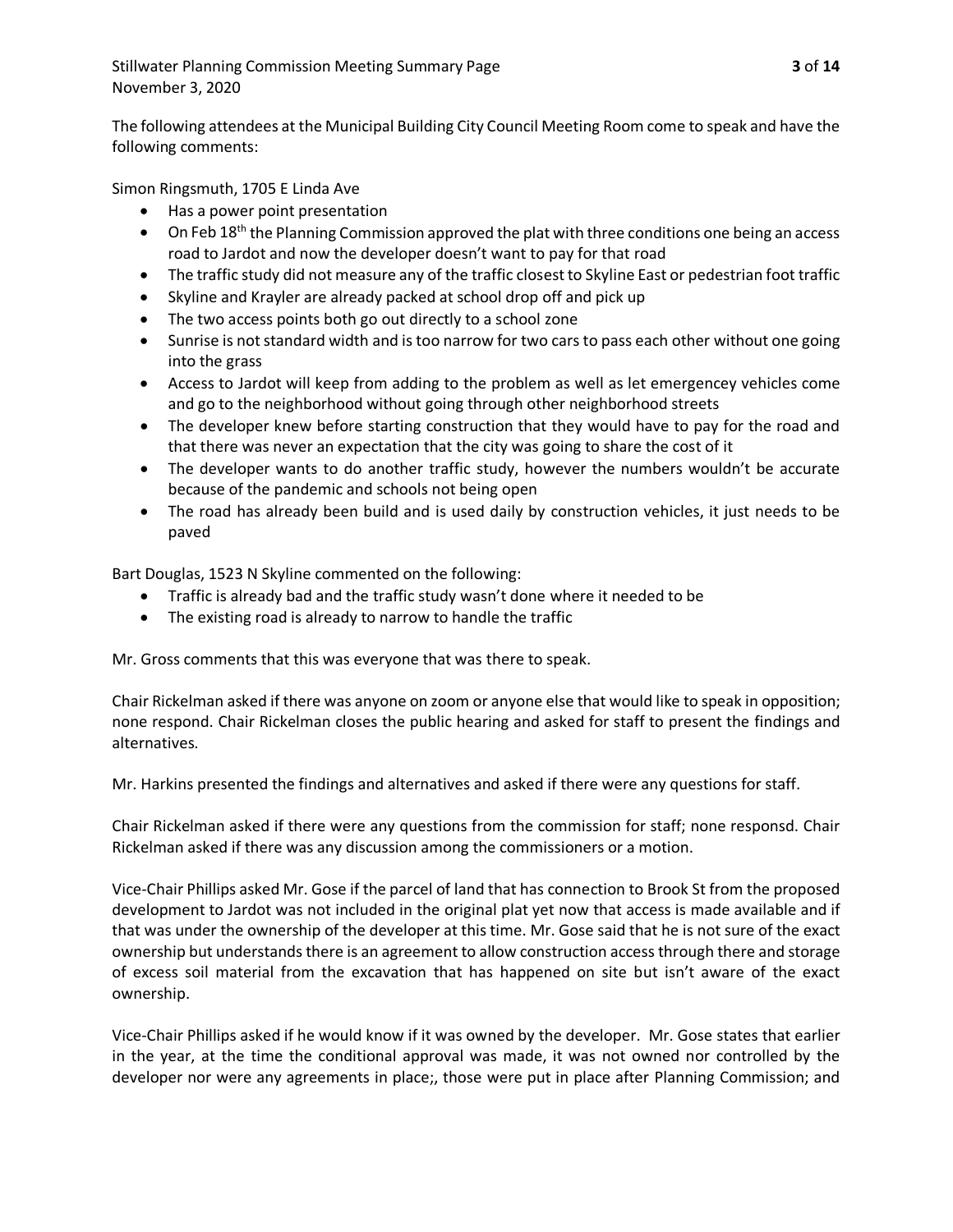The following attendees at the Municipal Building City Council Meeting Room come to speak and have the following comments:

Simon Ringsmuth, 1705 E Linda Ave

- Has a power point presentation
- On Feb 18th the Planning Commission approved the plat with three conditions one being an access road to Jardot and now the developer doesn't want to pay for that road
- The traffic study did not measure any of the traffic closest to Skyline East or pedestrian foot traffic
- Skyline and Krayler are already packed at school drop off and pick up
- The two access points both go out directly to a school zone
- Sunrise is not standard width and is too narrow for two cars to pass each other without one going into the grass
- Access to Jardot will keep from adding to the problem as well as let emergencey vehicles come and go to the neighborhood without going through other neighborhood streets
- The developer knew before starting construction that they would have to pay for the road and that there was never an expectation that the city was going to share the cost of it
- The developer wants to do another traffic study, however the numbers wouldn't be accurate because of the pandemic and schools not being open
- The road has already been build and is used daily by construction vehicles, it just needs to be paved

Bart Douglas, 1523 N Skyline commented on the following:

- Traffic is already bad and the traffic study wasn't done where it needed to be
- The existing road is already to narrow to handle the traffic

Mr. Gross comments that this was everyone that was there to speak.

Chair Rickelman asked if there was anyone on zoom or anyone else that would like to speak in opposition; none respond. Chair Rickelman closes the public hearing and asked for staff to present the findings and alternatives.

Mr. Harkins presented the findings and alternatives and asked if there were any questions for staff.

Chair Rickelman asked if there were any questions from the commission for staff; none responsd. Chair Rickelman asked if there was any discussion among the commissioners or a motion.

Vice-Chair Phillips asked Mr. Gose if the parcel of land that has connection to Brook St from the proposed development to Jardot was not included in the original plat yet now that access is made available and if that was under the ownership of the developer at this time. Mr. Gose said that he is not sure of the exact ownership but understands there is an agreement to allow construction access through there and storage of excess soil material from the excavation that has happened on site but isn't aware of the exact ownership.

Vice-Chair Phillips asked if he would know if it was owned by the developer. Mr. Gose states that earlier in the year, at the time the conditional approval was made, it was not owned nor controlled by the developer nor were any agreements in place;, those were put in place after Planning Commission; and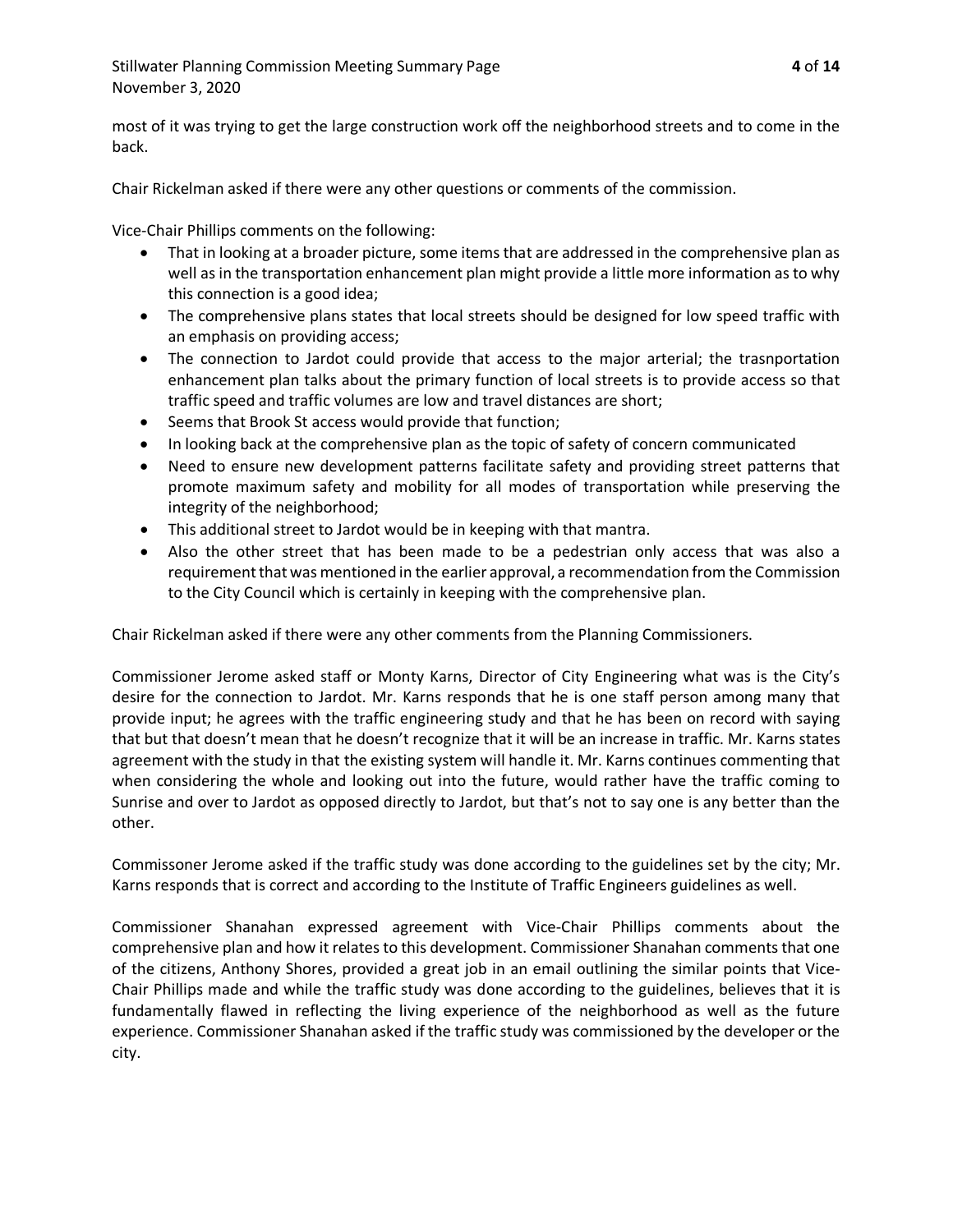most of it was trying to get the large construction work off the neighborhood streets and to come in the back.

Chair Rickelman asked if there were any other questions or comments of the commission.

Vice-Chair Phillips comments on the following:

- That in looking at a broader picture, some items that are addressed in the comprehensive plan as well as in the transportation enhancement plan might provide a little more information as to why this connection is a good idea;
- The comprehensive plans states that local streets should be designed for low speed traffic with an emphasis on providing access;
- The connection to Jardot could provide that access to the major arterial; the trasnportation enhancement plan talks about the primary function of local streets is to provide access so that traffic speed and traffic volumes are low and travel distances are short;
- Seems that Brook St access would provide that function;
- In looking back at the comprehensive plan as the topic of safety of concern communicated
- Need to ensure new development patterns facilitate safety and providing street patterns that promote maximum safety and mobility for all modes of transportation while preserving the integrity of the neighborhood;
- This additional street to Jardot would be in keeping with that mantra.
- Also the other street that has been made to be a pedestrian only access that was also a requirement that was mentioned in the earlier approval, a recommendation from the Commission to the City Council which is certainly in keeping with the comprehensive plan.

Chair Rickelman asked if there were any other comments from the Planning Commissioners.

Commissioner Jerome asked staff or Monty Karns, Director of City Engineering what was is the City's desire for the connection to Jardot. Mr. Karns responds that he is one staff person among many that provide input; he agrees with the traffic engineering study and that he has been on record with saying that but that doesn't mean that he doesn't recognize that it will be an increase in traffic. Mr. Karns states agreement with the study in that the existing system will handle it. Mr. Karns continues commenting that when considering the whole and looking out into the future, would rather have the traffic coming to Sunrise and over to Jardot as opposed directly to Jardot, but that's not to say one is any better than the other.

Commissoner Jerome asked if the traffic study was done according to the guidelines set by the city; Mr. Karns responds that is correct and according to the Institute of Traffic Engineers guidelines as well.

Commissioner Shanahan expressed agreement with Vice-Chair Phillips comments about the comprehensive plan and how it relates to this development. Commissioner Shanahan comments that one of the citizens, Anthony Shores, provided a great job in an email outlining the similar points that Vice-Chair Phillips made and while the traffic study was done according to the guidelines, believes that it is fundamentally flawed in reflecting the living experience of the neighborhood as well as the future experience. Commissioner Shanahan asked if the traffic study was commissioned by the developer or the city.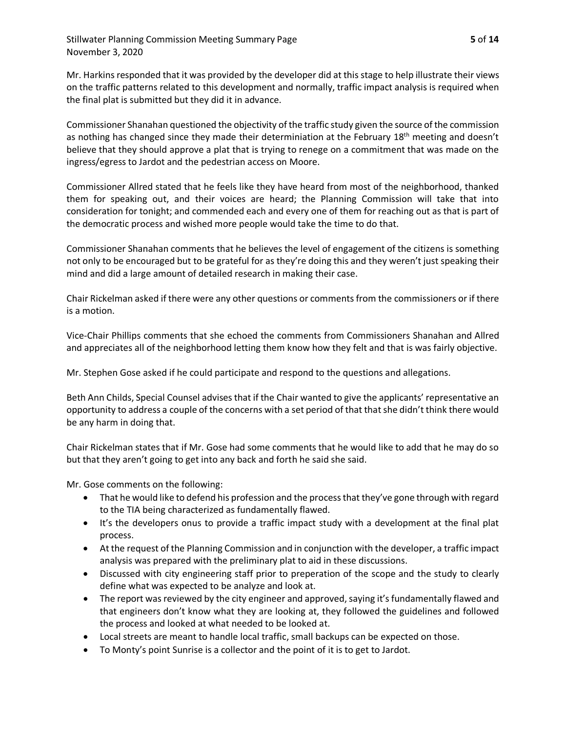Mr. Harkins responded that it was provided by the developer did at this stage to help illustrate their views on the traffic patterns related to this development and normally, traffic impact analysis is required when the final plat is submitted but they did it in advance.

Commissioner Shanahan questioned the objectivity of the traffic study given the source of the commission as nothing has changed since they made their determiniation at the February 18th meeting and doesn't believe that they should approve a plat that is trying to renege on a commitment that was made on the ingress/egress to Jardot and the pedestrian access on Moore.

Commissioner Allred stated that he feels like they have heard from most of the neighborhood, thanked them for speaking out, and their voices are heard; the Planning Commission will take that into consideration for tonight; and commended each and every one of them for reaching out as that is part of the democratic process and wished more people would take the time to do that.

Commissioner Shanahan comments that he believes the level of engagement of the citizens is something not only to be encouraged but to be grateful for as they're doing this and they weren't just speaking their mind and did a large amount of detailed research in making their case.

Chair Rickelman asked if there were any other questions or comments from the commissioners or if there is a motion.

Vice-Chair Phillips comments that she echoed the comments from Commissioners Shanahan and Allred and appreciates all of the neighborhood letting them know how they felt and that is was fairly objective.

Mr. Stephen Gose asked if he could participate and respond to the questions and allegations.

Beth Ann Childs, Special Counsel advises that if the Chair wanted to give the applicants' representative an opportunity to address a couple of the concerns with a set period of that that she didn't think there would be any harm in doing that.

Chair Rickelman states that if Mr. Gose had some comments that he would like to add that he may do so but that they aren't going to get into any back and forth he said she said.

Mr. Gose comments on the following:

- That he would like to defend his profession and the process that they've gone through with regard to the TIA being characterized as fundamentally flawed.
- It's the developers onus to provide a traffic impact study with a development at the final plat process.
- At the request of the Planning Commission and in conjunction with the developer, a traffic impact analysis was prepared with the preliminary plat to aid in these discussions.
- Discussed with city engineering staff prior to preperation of the scope and the study to clearly define what was expected to be analyze and look at.
- The report was reviewed by the city engineer and approved, saying it's fundamentally flawed and that engineers don't know what they are looking at, they followed the guidelines and followed the process and looked at what needed to be looked at.
- Local streets are meant to handle local traffic, small backups can be expected on those.
- To Monty's point Sunrise is a collector and the point of it is to get to Jardot.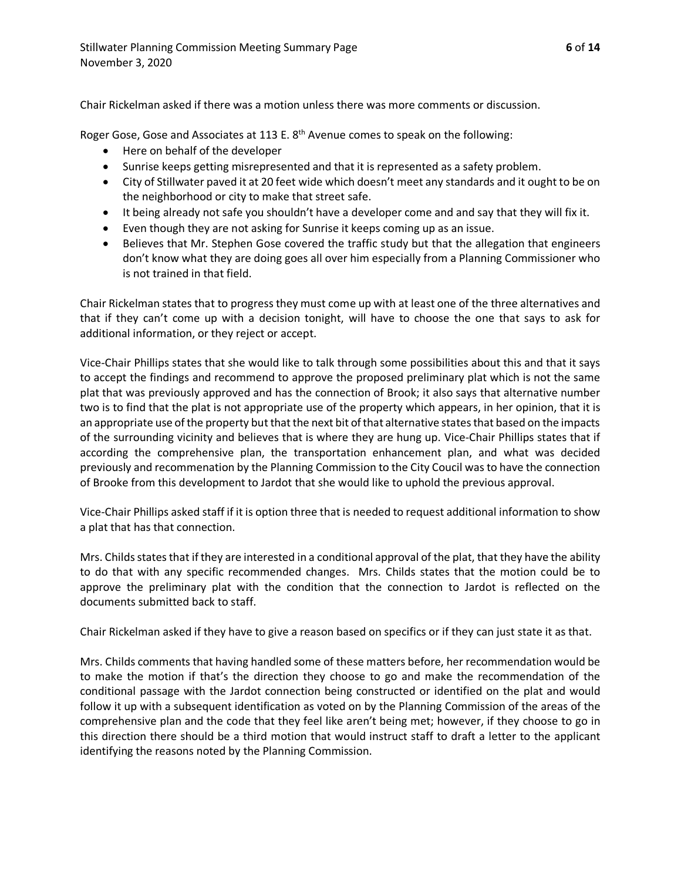Chair Rickelman asked if there was a motion unless there was more comments or discussion.

Roger Gose, Gose and Associates at 113 E. 8th Avenue comes to speak on the following:

- Here on behalf of the developer
- Sunrise keeps getting misrepresented and that it is represented as a safety problem.
- City of Stillwater paved it at 20 feet wide which doesn't meet any standards and it ought to be on the neighborhood or city to make that street safe.
- It being already not safe you shouldn't have a developer come and and say that they will fix it.
- Even though they are not asking for Sunrise it keeps coming up as an issue.
- Believes that Mr. Stephen Gose covered the traffic study but that the allegation that engineers don't know what they are doing goes all over him especially from a Planning Commissioner who is not trained in that field.

Chair Rickelman states that to progress they must come up with at least one of the three alternatives and that if they can't come up with a decision tonight, will have to choose the one that says to ask for additional information, or they reject or accept.

Vice-Chair Phillips states that she would like to talk through some possibilities about this and that it says to accept the findings and recommend to approve the proposed preliminary plat which is not the same plat that was previously approved and has the connection of Brook; it also says that alternative number two is to find that the plat is not appropriate use of the property which appears, in her opinion, that it is an appropriate use of the property but that the next bit of that alternative states that based on the impacts of the surrounding vicinity and believes that is where they are hung up. Vice-Chair Phillips states that if according the comprehensive plan, the transportation enhancement plan, and what was decided previously and recommenation by the Planning Commission to the City Coucil was to have the connection of Brooke from this development to Jardot that she would like to uphold the previous approval.

Vice-Chair Phillips asked staff if it is option three that is needed to request additional information to show a plat that has that connection.

Mrs. Childs states that if they are interested in a conditional approval of the plat, that they have the ability to do that with any specific recommended changes. Mrs. Childs states that the motion could be to approve the preliminary plat with the condition that the connection to Jardot is reflected on the documents submitted back to staff.

Chair Rickelman asked if they have to give a reason based on specifics or if they can just state it as that.

Mrs. Childs comments that having handled some of these matters before, her recommendation would be to make the motion if that's the direction they choose to go and make the recommendation of the conditional passage with the Jardot connection being constructed or identified on the plat and would follow it up with a subsequent identification as voted on by the Planning Commission of the areas of the comprehensive plan and the code that they feel like aren't being met; however, if they choose to go in this direction there should be a third motion that would instruct staff to draft a letter to the applicant identifying the reasons noted by the Planning Commission.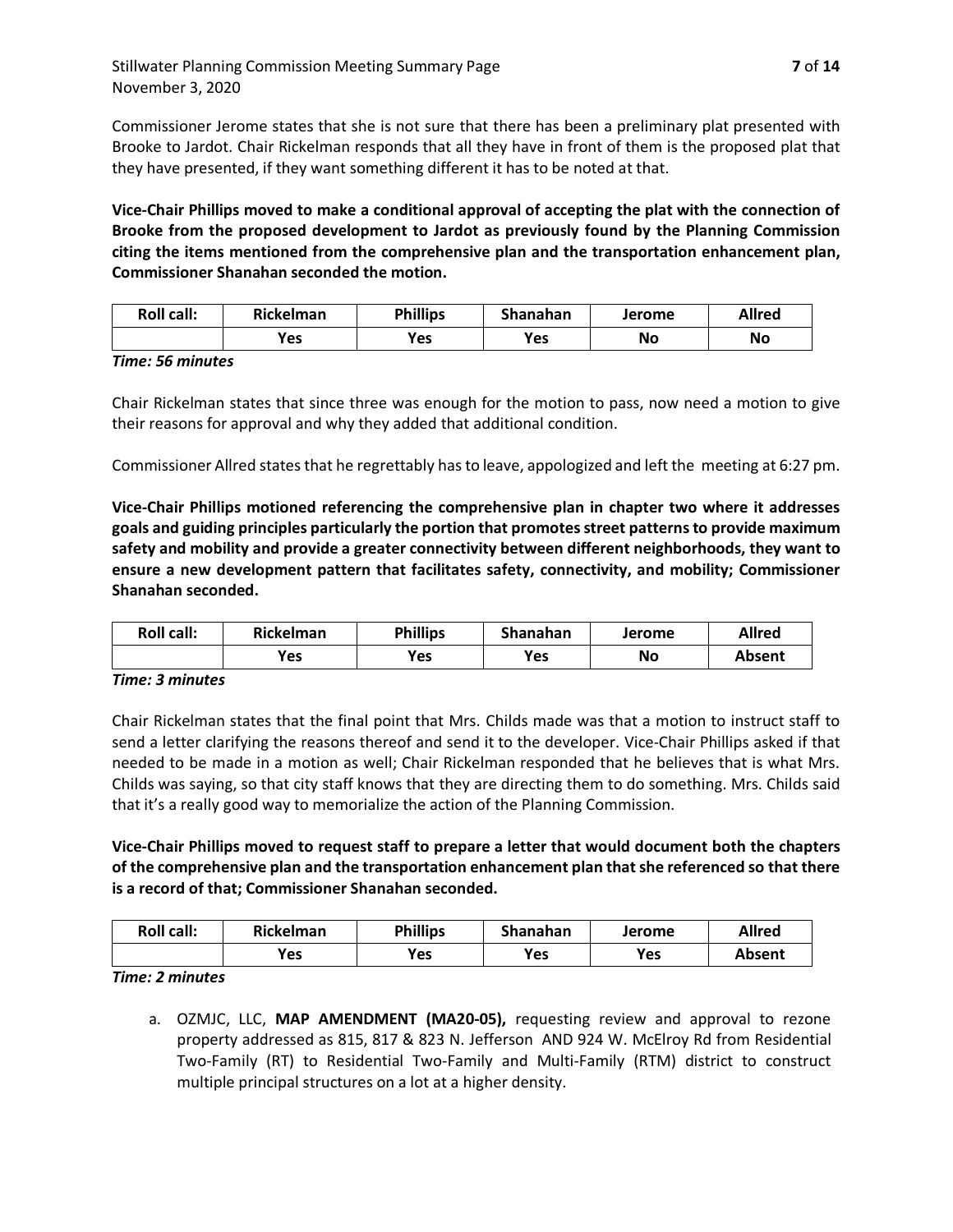Commissioner Jerome states that she is not sure that there has been a preliminary plat presented with Brooke to Jardot. Chair Rickelman responds that all they have in front of them is the proposed plat that they have presented, if they want something different it has to be noted at that.

**Vice-Chair Phillips moved to make a conditional approval of accepting the plat with the connection of Brooke from the proposed development to Jardot as previously found by the Planning Commission citing the items mentioned from the comprehensive plan and the transportation enhancement plan, Commissioner Shanahan seconded the motion.**

| Roll call: | Rickelman | Phillips | Shanahan | Jerome | Allred |
|---|---|---|---|---|---|
| | Yes | Yes | Yes | No | No |

*Time: 56 minutes*

Chair Rickelman states that since three was enough for the motion to pass, now need a motion to give their reasons for approval and why they added that additional condition.

Commissioner Allred states that he regrettably has to leave, appologized and left the meeting at 6:27 pm.

**Vice-Chair Phillips motioned referencing the comprehensive plan in chapter two where it addresses goals and guiding principles particularly the portion that promotes street patterns to provide maximum safety and mobility and provide a greater connectivity between different neighborhoods, they want to ensure a new development pattern that facilitates safety, connectivity, and mobility; Commissioner Shanahan seconded.**

| Roll call: | Rickelman | Phillips | Shanahan | Jerome | Allred |
|---|---|---|---|---|---|
| | Yes | Yes | Yes | No | Absent |

*Time: 3 minutes*

Chair Rickelman states that the final point that Mrs. Childs made was that a motion to instruct staff to send a letter clarifying the reasons thereof and send it to the developer. Vice-Chair Phillips asked if that needed to be made in a motion as well; Chair Rickelman responded that he believes that is what Mrs. Childs was saying, so that city staff knows that they are directing them to do something. Mrs. Childs said that it's a really good way to memorialize the action of the Planning Commission.

**Vice-Chair Phillips moved to request staff to prepare a letter that would document both the chapters of the comprehensive plan and the transportation enhancement plan that she referenced so that there is a record of that; Commissioner Shanahan seconded.**

| Roll call: | Rickelman | Phillips | Shanahan | Jerome | Allred |
|---|---|---|---|---|---|
| | Yes | Yes | Yes | Yes | Absent |

*Time: 2 minutes*

a. OZMJC, LLC, **MAP AMENDMENT (MA20-05),** requesting review and approval to rezone property addressed as 815, 817 & 823 N. Jefferson AND 924 W. McElroy Rd from Residential Two-Family (RT) to Residential Two-Family and Multi-Family (RTM) district to construct multiple principal structures on a lot at a higher density.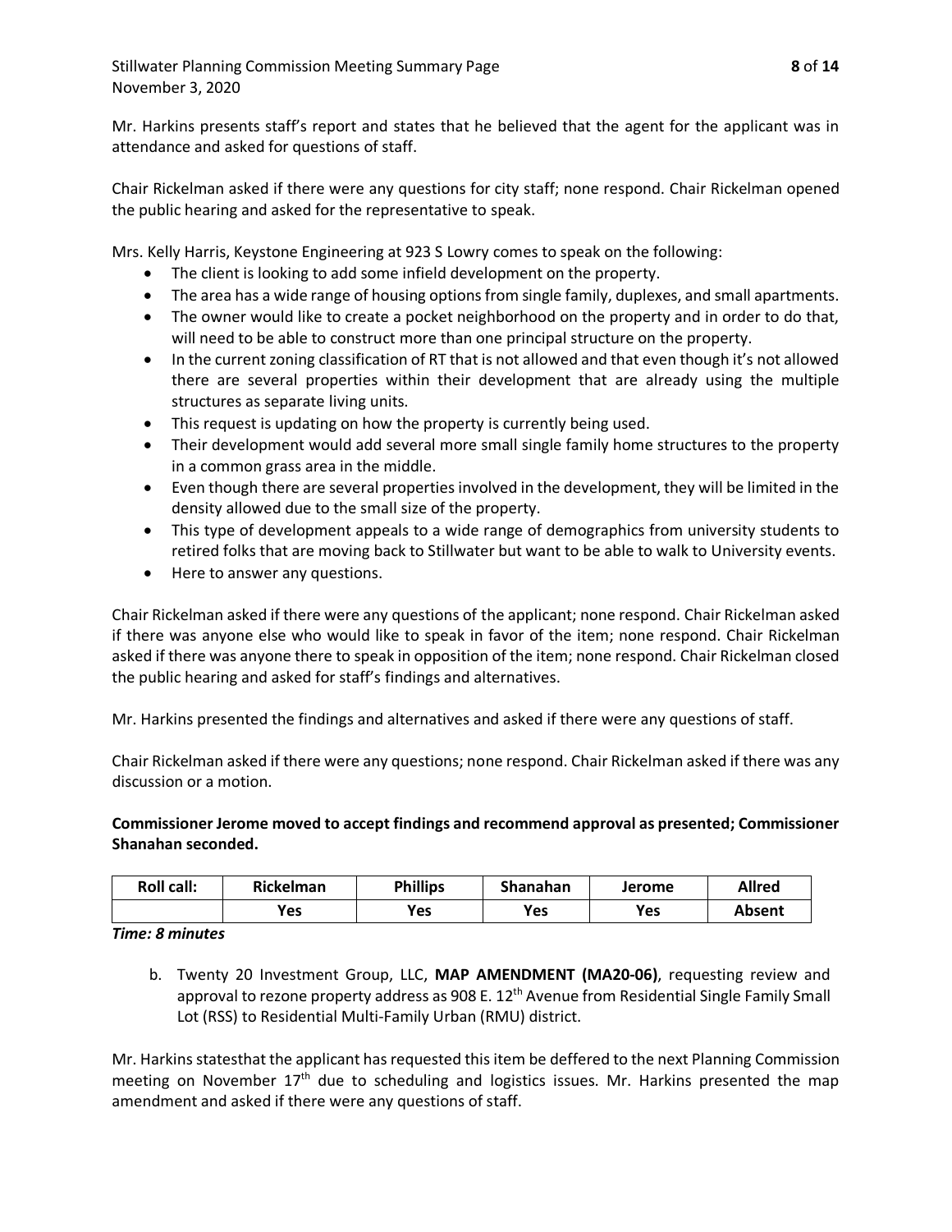Mr. Harkins presents staff's report and states that he believed that the agent for the applicant was in attendance and asked for questions of staff.

Chair Rickelman asked if there were any questions for city staff; none respond. Chair Rickelman opened the public hearing and asked for the representative to speak.

Mrs. Kelly Harris, Keystone Engineering at 923 S Lowry comes to speak on the following:

- The client is looking to add some infield development on the property.
- The area has a wide range of housing options from single family, duplexes, and small apartments.
- The owner would like to create a pocket neighborhood on the property and in order to do that, will need to be able to construct more than one principal structure on the property.
- In the current zoning classification of RT that is not allowed and that even though it's not allowed there are several properties within their development that are already using the multiple structures as separate living units.
- This request is updating on how the property is currently being used.
- Their development would add several more small single family home structures to the property in a common grass area in the middle.
- Even though there are several properties involved in the development, they will be limited in the density allowed due to the small size of the property.
- This type of development appeals to a wide range of demographics from university students to retired folks that are moving back to Stillwater but want to be able to walk to University events.
- Here to answer any questions.

Chair Rickelman asked if there were any questions of the applicant; none respond. Chair Rickelman asked if there was anyone else who would like to speak in favor of the item; none respond. Chair Rickelman asked if there was anyone there to speak in opposition of the item; none respond. Chair Rickelman closed the public hearing and asked for staff's findings and alternatives.

Mr. Harkins presented the findings and alternatives and asked if there were any questions of staff.

Chair Rickelman asked if there were any questions; none respond. Chair Rickelman asked if there was any discussion or a motion.

**Commissioner Jerome moved to accept findings and recommend approval as presented; Commissioner Shanahan seconded.**

| Roll call: | Rickelman | Phillips | Shanahan | Jerome | Allred |
|---|---|---|---|---|---|
| | Yes | Yes | Yes | Yes | Absent |

***Time: 8 minutes***

b. Twenty 20 Investment Group, LLC, **MAP AMENDMENT (MA20-06)**, requesting review and approval to rezone property address as 908 E. 12th Avenue from Residential Single Family Small Lot (RSS) to Residential Multi-Family Urban (RMU) district.

Mr. Harkins statesthat the applicant has requested this item be deffered to the next Planning Commission meeting on November 17th due to scheduling and logistics issues. Mr. Harkins presented the map amendment and asked if there were any questions of staff.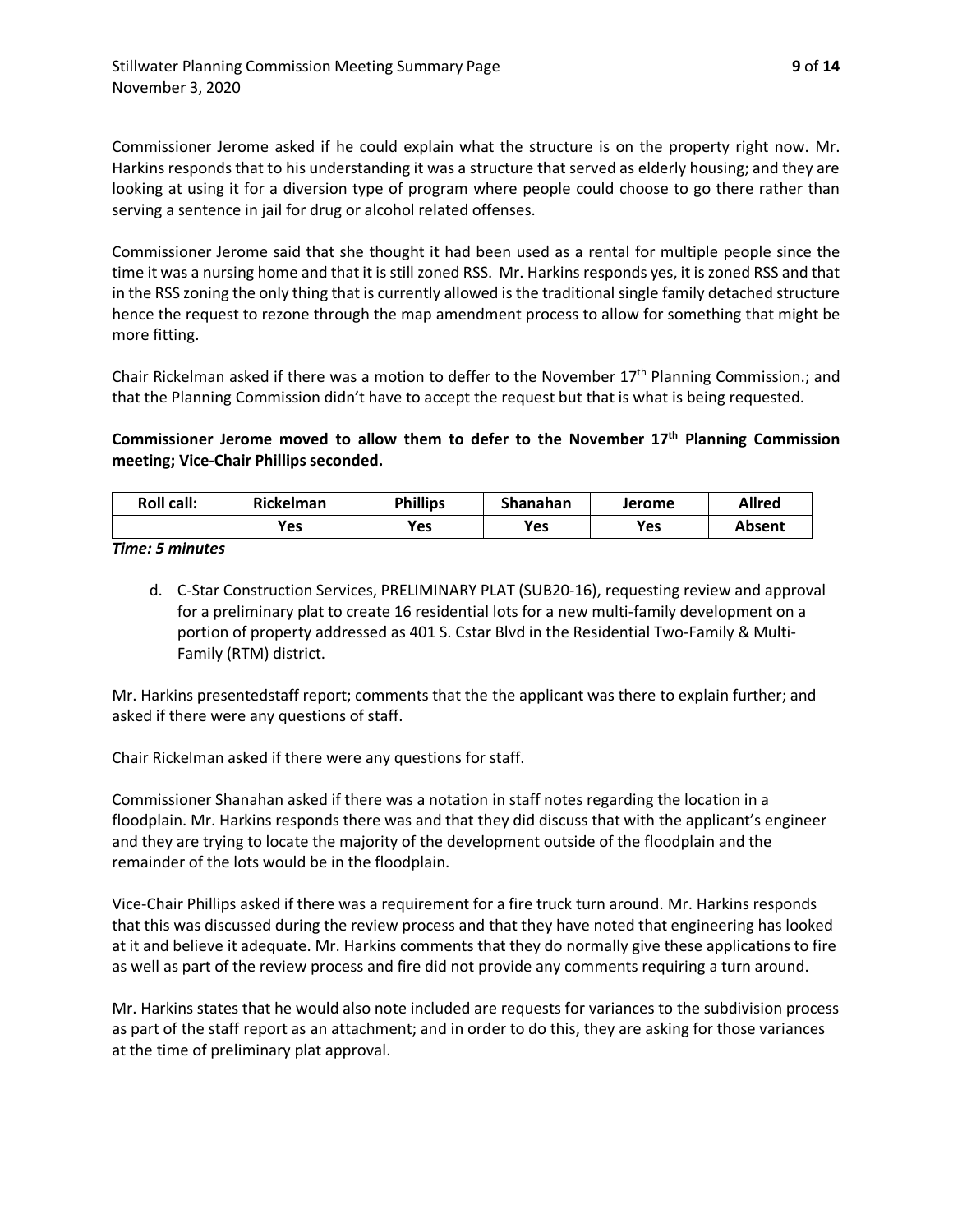Commissioner Jerome asked if he could explain what the structure is on the property right now. Mr. Harkins responds that to his understanding it was a structure that served as elderly housing; and they are looking at using it for a diversion type of program where people could choose to go there rather than serving a sentence in jail for drug or alcohol related offenses.

Commissioner Jerome said that she thought it had been used as a rental for multiple people since the time it was a nursing home and that it is still zoned RSS. Mr. Harkins responds yes, it is zoned RSS and that in the RSS zoning the only thing that is currently allowed is the traditional single family detached structure hence the request to rezone through the map amendment process to allow for something that might be more fitting.

Chair Rickelman asked if there was a motion to deffer to the November 17th Planning Commission.; and that the Planning Commission didn't have to accept the request but that is what is being requested.

**Commissioner Jerome moved to allow them to defer to the November 17th Planning Commission meeting; Vice-Chair Phillips seconded.**

| Roll call: | Rickelman | Phillips | Shanahan | Jerome | Allred |
|---|---|---|---|---|---|
| | Yes | Yes | Yes | Yes | Absent |

***Time: 5 minutes***

d. C-Star Construction Services, PRELIMINARY PLAT (SUB20-16), requesting review and approval for a preliminary plat to create 16 residential lots for a new multi-family development on a portion of property addressed as 401 S. Cstar Blvd in the Residential Two-Family & Multi-Family (RTM) district.

Mr. Harkins presentedstaff report; comments that the the applicant was there to explain further; and asked if there were any questions of staff.

Chair Rickelman asked if there were any questions for staff.

Commissioner Shanahan asked if there was a notation in staff notes regarding the location in a floodplain. Mr. Harkins responds there was and that they did discuss that with the applicant's engineer and they are trying to locate the majority of the development outside of the floodplain and the remainder of the lots would be in the floodplain.

Vice-Chair Phillips asked if there was a requirement for a fire truck turn around. Mr. Harkins responds that this was discussed during the review process and that they have noted that engineering has looked at it and believe it adequate. Mr. Harkins comments that they do normally give these applications to fire as well as part of the review process and fire did not provide any comments requiring a turn around.

Mr. Harkins states that he would also note included are requests for variances to the subdivision process as part of the staff report as an attachment; and in order to do this, they are asking for those variances at the time of preliminary plat approval.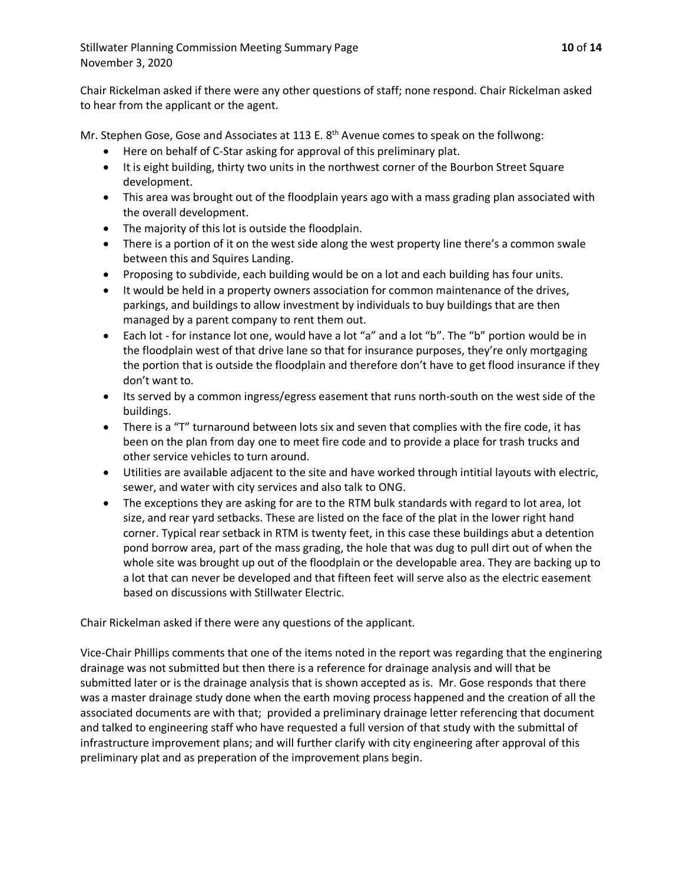Chair Rickelman asked if there were any other questions of staff; none respond. Chair Rickelman asked to hear from the applicant or the agent.

Mr. Stephen Gose, Gose and Associates at 113 E. 8th Avenue comes to speak on the follwong:

- Here on behalf of C-Star asking for approval of this preliminary plat.
- It is eight building, thirty two units in the northwest corner of the Bourbon Street Square development.
- This area was brought out of the floodplain years ago with a mass grading plan associated with the overall development.
- The majority of this lot is outside the floodplain.
- There is a portion of it on the west side along the west property line there's a common swale between this and Squires Landing.
- Proposing to subdivide, each building would be on a lot and each building has four units.
- It would be held in a property owners association for common maintenance of the drives, parkings, and buildings to allow investment by individuals to buy buildings that are then managed by a parent company to rent them out.
- Each lot - for instance lot one, would have a lot "a" and a lot "b". The "b" portion would be in the floodplain west of that drive lane so that for insurance purposes, they're only mortgaging the portion that is outside the floodplain and therefore don't have to get flood insurance if they don't want to.
- Its served by a common ingress/egress easement that runs north-south on the west side of the buildings.
- There is a "T" turnaround between lots six and seven that complies with the fire code, it has been on the plan from day one to meet fire code and to provide a place for trash trucks and other service vehicles to turn around.
- Utilities are available adjacent to the site and have worked through intitial layouts with electric, sewer, and water with city services and also talk to ONG.
- The exceptions they are asking for are to the RTM bulk standards with regard to lot area, lot size, and rear yard setbacks. These are listed on the face of the plat in the lower right hand corner. Typical rear setback in RTM is twenty feet, in this case these buildings abut a detention pond borrow area, part of the mass grading, the hole that was dug to pull dirt out of when the whole site was brought up out of the floodplain or the developable area. They are backing up to a lot that can never be developed and that fifteen feet will serve also as the electric easement based on discussions with Stillwater Electric.

Chair Rickelman asked if there were any questions of the applicant.

Vice-Chair Phillips comments that one of the items noted in the report was regarding that the enginering drainage was not submitted but then there is a reference for drainage analysis and will that be submitted later or is the drainage analysis that is shown accepted as is. Mr. Gose responds that there was a master drainage study done when the earth moving process happened and the creation of all the associated documents are with that; provided a preliminary drainage letter referencing that document and talked to engineering staff who have requested a full version of that study with the submittal of infrastructure improvement plans; and will further clarify with city engineering after approval of this preliminary plat and as preperation of the improvement plans begin.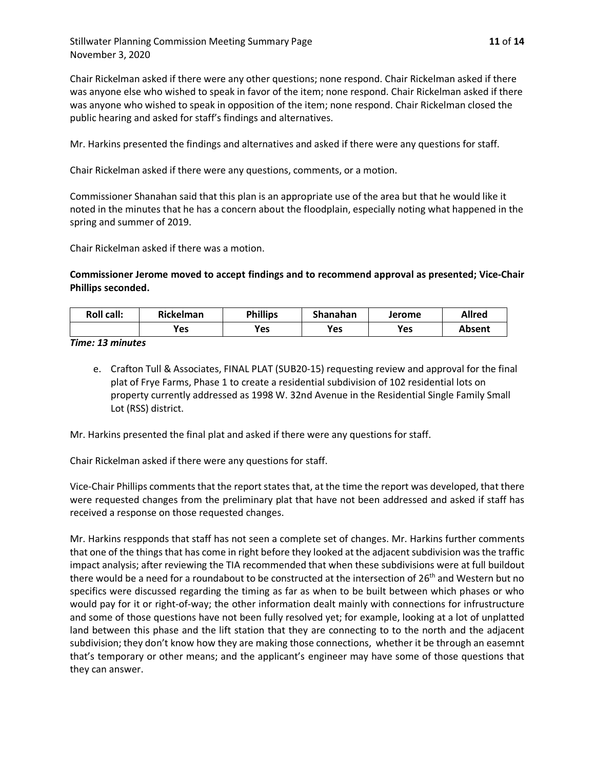Chair Rickelman asked if there were any other questions; none respond. Chair Rickelman asked if there was anyone else who wished to speak in favor of the item; none respond. Chair Rickelman asked if there was anyone who wished to speak in opposition of the item; none respond. Chair Rickelman closed the public hearing and asked for staff's findings and alternatives.

Mr. Harkins presented the findings and alternatives and asked if there were any questions for staff.

Chair Rickelman asked if there were any questions, comments, or a motion.

Commissioner Shanahan said that this plan is an appropriate use of the area but that he would like it noted in the minutes that he has a concern about the floodplain, especially noting what happened in the spring and summer of 2019.

Chair Rickelman asked if there was a motion.

**Commissioner Jerome moved to accept findings and to recommend approval as presented; Vice-Chair Phillips seconded.**

| Roll call: | Rickelman | Phillips | Shanahan | Jerome | Allred |
|---|---|---|---|---|---|
| | Yes | Yes | Yes | Yes | Absent |

***Time: 13 minutes***

e. Crafton Tull & Associates, FINAL PLAT (SUB20-15) requesting review and approval for the final plat of Frye Farms, Phase 1 to create a residential subdivision of 102 residential lots on property currently addressed as 1998 W. 32nd Avenue in the Residential Single Family Small Lot (RSS) district.

Mr. Harkins presented the final plat and asked if there were any questions for staff.

Chair Rickelman asked if there were any questions for staff.

Vice-Chair Phillips comments that the report states that, at the time the report was developed, that there were requested changes from the preliminary plat that have not been addressed and asked if staff has received a response on those requested changes.

Mr. Harkins respponds that staff has not seen a complete set of changes. Mr. Harkins further comments that one of the things that has come in right before they looked at the adjacent subdivision was the traffic impact analysis; after reviewing the TIA recommended that when these subdivisions were at full buildout there would be a need for a roundabout to be constructed at the intersection of 26th and Western but no specifics were discussed regarding the timing as far as when to be built between which phases or who would pay for it or right-of-way; the other information dealt mainly with connections for infrustructure and some of those questions have not been fully resolved yet; for example, looking at a lot of unplatted land between this phase and the lift station that they are connecting to to the north and the adjacent subdivision; they don't know how they are making those connections, whether it be through an easemnt that's temporary or other means; and the applicant's engineer may have some of those questions that they can answer.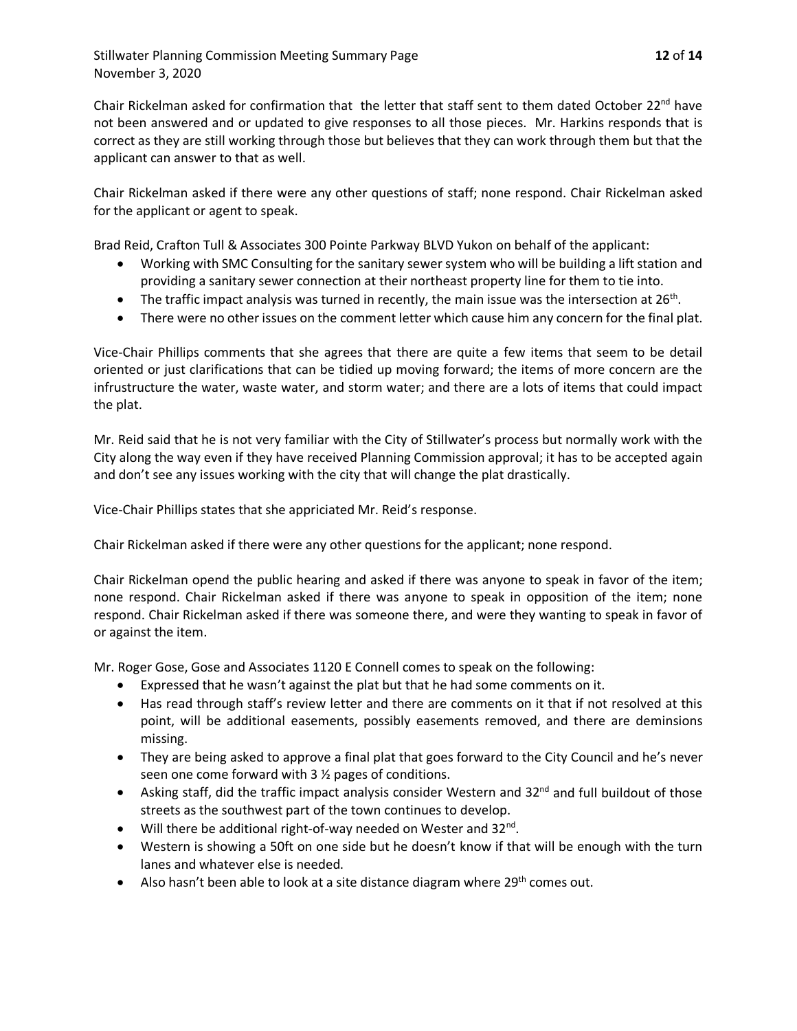Chair Rickelman asked for confirmation that  the letter that staff sent to them dated October 22nd have not been answered and or updated to give responses to all those pieces.  Mr. Harkins responds that is correct as they are still working through those but believes that they can work through them but that the applicant can answer to that as well.

Chair Rickelman asked if there were any other questions of staff; none respond. Chair Rickelman asked for the applicant or agent to speak.

Brad Reid, Crafton Tull & Associates 300 Pointe Parkway BLVD Yukon on behalf of the applicant:

- Working with SMC Consulting for the sanitary sewer system who will be building a lift station and providing a sanitary sewer connection at their northeast property line for them to tie into.
- The traffic impact analysis was turned in recently, the main issue was the intersection at 26th.
- There were no other issues on the comment letter which cause him any concern for the final plat.

Vice-Chair Phillips comments that she agrees that there are quite a few items that seem to be detail oriented or just clarifications that can be tidied up moving forward; the items of more concern are the infrustructure the water, waste water, and storm water; and there are a lots of items that could impact the plat.

Mr. Reid said that he is not very familiar with the City of Stillwater's process but normally work with the City along the way even if they have received Planning Commission approval; it has to be accepted again and don't see any issues working with the city that will change the plat drastically.

Vice-Chair Phillips states that she appriciated Mr. Reid's response.

Chair Rickelman asked if there were any other questions for the applicant; none respond.

Chair Rickelman opend the public hearing and asked if there was anyone to speak in favor of the item; none respond. Chair Rickelman asked if there was anyone to speak in opposition of the item; none respond. Chair Rickelman asked if there was someone there, and were they wanting to speak in favor of or against the item.

Mr. Roger Gose, Gose and Associates 1120 E Connell comes to speak on the following:

- Expressed that he wasn't against the plat but that he had some comments on it.
- Has read through staff's review letter and there are comments on it that if not resolved at this point, will be additional easements, possibly easements removed, and there are deminsions missing.
- They are being asked to approve a final plat that goes forward to the City Council and he's never seen one come forward with 3 ½ pages of conditions.
- Asking staff, did the traffic impact analysis consider Western and 32nd and full buildout of those streets as the southwest part of the town continues to develop.
- Will there be additional right-of-way needed on Wester and 32nd.
- Western is showing a 50ft on one side but he doesn't know if that will be enough with the turn lanes and whatever else is needed.
- Also hasn't been able to look at a site distance diagram where 29th comes out.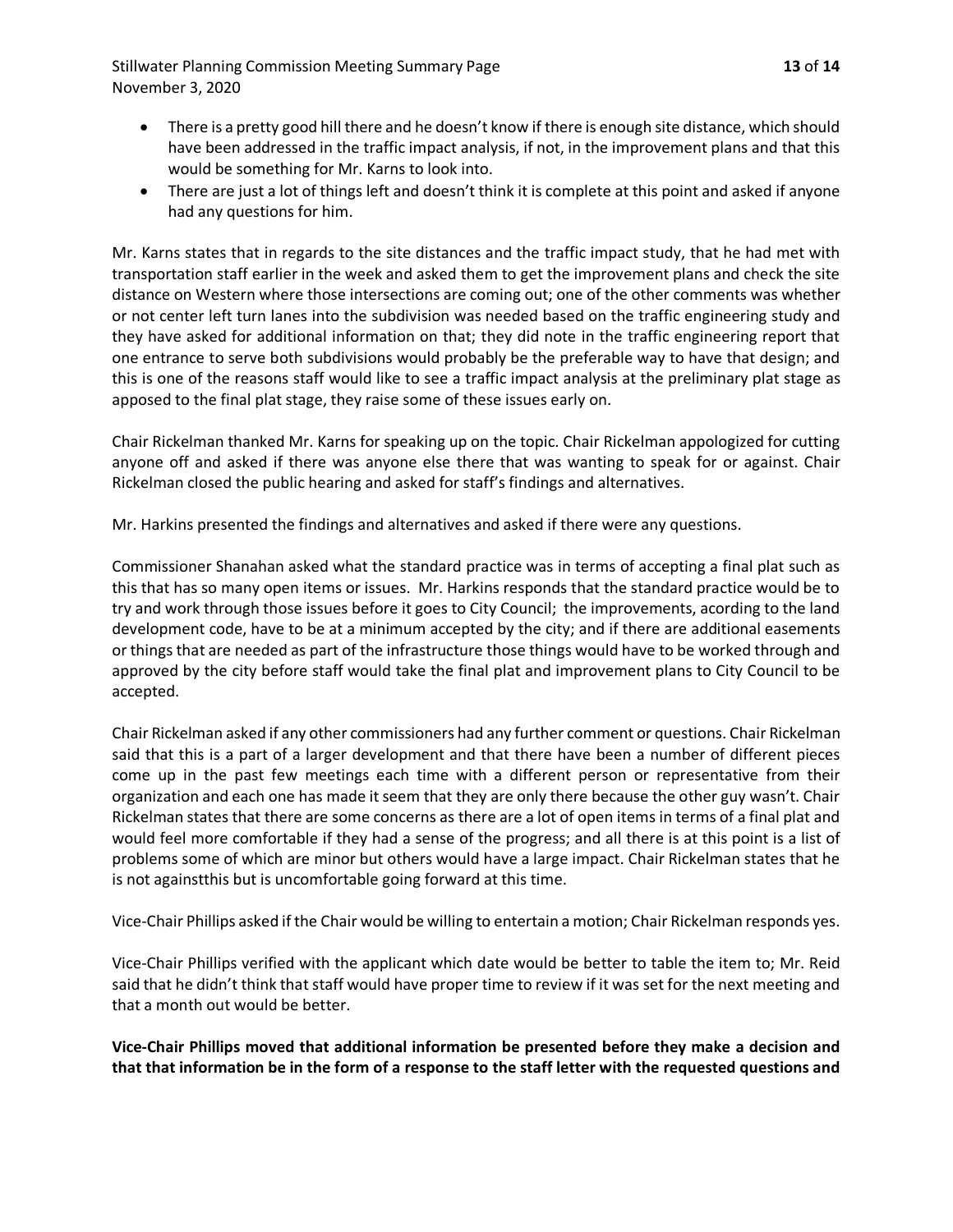- There is a pretty good hill there and he doesn't know if there is enough site distance, which should have been addressed in the traffic impact analysis, if not, in the improvement plans and that this would be something for Mr. Karns to look into.
- There are just a lot of things left and doesn't think it is complete at this point and asked if anyone had any questions for him.

Mr. Karns states that in regards to the site distances and the traffic impact study, that he had met with transportation staff earlier in the week and asked them to get the improvement plans and check the site distance on Western where those intersections are coming out; one of the other comments was whether or not center left turn lanes into the subdivision was needed based on the traffic engineering study and they have asked for additional information on that; they did note in the traffic engineering report that one entrance to serve both subdivisions would probably be the preferable way to have that design; and this is one of the reasons staff would like to see a traffic impact analysis at the preliminary plat stage as apposed to the final plat stage, they raise some of these issues early on.

Chair Rickelman thanked Mr. Karns for speaking up on the topic. Chair Rickelman appologized for cutting anyone off and asked if there was anyone else there that was wanting to speak for or against. Chair Rickelman closed the public hearing and asked for staff's findings and alternatives.

Mr. Harkins presented the findings and alternatives and asked if there were any questions.

Commissioner Shanahan asked what the standard practice was in terms of accepting a final plat such as this that has so many open items or issues. Mr. Harkins responds that the standard practice would be to try and work through those issues before it goes to City Council; the improvements, acording to the land development code, have to be at a minimum accepted by the city; and if there are additional easements or things that are needed as part of the infrastructure those things would have to be worked through and approved by the city before staff would take the final plat and improvement plans to City Council to be accepted.

Chair Rickelman asked if any other commissioners had any further comment or questions. Chair Rickelman said that this is a part of a larger development and that there have been a number of different pieces come up in the past few meetings each time with a different person or representative from their organization and each one has made it seem that they are only there because the other guy wasn't. Chair Rickelman states that there are some concerns as there are a lot of open items in terms of a final plat and would feel more comfortable if they had a sense of the progress; and all there is at this point is a list of problems some of which are minor but others would have a large impact. Chair Rickelman states that he is not againstthis but is uncomfortable going forward at this time.

Vice-Chair Phillips asked if the Chair would be willing to entertain a motion; Chair Rickelman responds yes.

Vice-Chair Phillips verified with the applicant which date would be better to table the item to; Mr. Reid said that he didn't think that staff would have proper time to review if it was set for the next meeting and that a month out would be better.

**Vice-Chair Phillips moved that additional information be presented before they make a decision and that that information be in the form of a response to the staff letter with the requested questions and**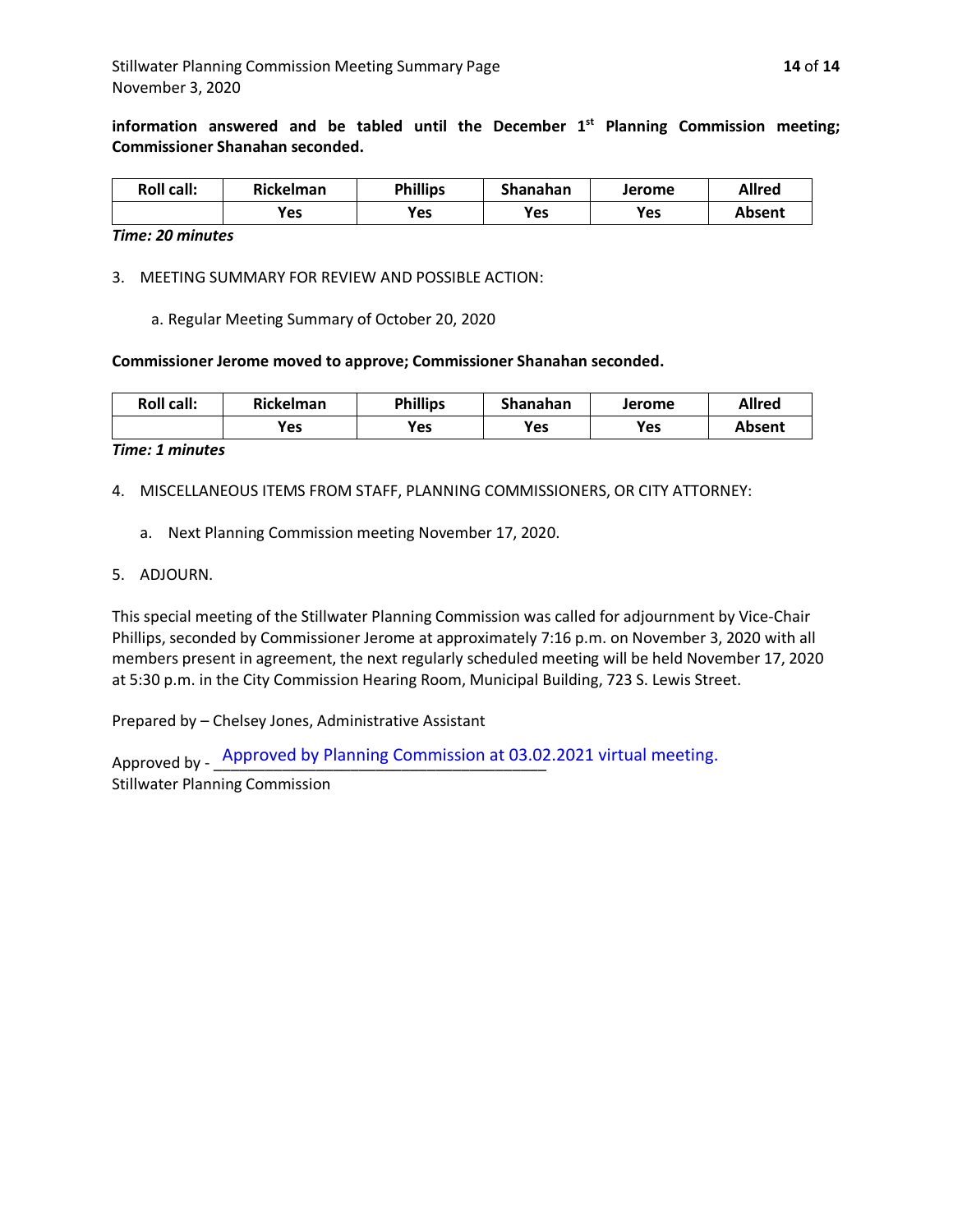**information answered and be tabled until the December 1st Planning Commission meeting; Commissioner Shanahan seconded.**

| Roll call: | Rickelman | Phillips | Shanahan | Jerome | Allred |
|---|---|---|---|---|---|
| | Yes | Yes | Yes | Yes | Absent |

***Time: 20 minutes***

3. MEETING SUMMARY FOR REVIEW AND POSSIBLE ACTION:

   a. Regular Meeting Summary of October 20, 2020

**Commissioner Jerome moved to approve; Commissioner Shanahan seconded.**

| Roll call: | Rickelman | Phillips | Shanahan | Jerome | Allred |
|---|---|---|---|---|---|
| | Yes | Yes | Yes | Yes | Absent |

***Time: 1 minutes***

4. MISCELLANEOUS ITEMS FROM STAFF, PLANNING COMMISSIONERS, OR CITY ATTORNEY:

   a. Next Planning Commission meeting November 17, 2020.

5. ADJOURN.

This special meeting of the Stillwater Planning Commission was called for adjournment by Vice-Chair Phillips, seconded by Commissioner Jerome at approximately 7:16 p.m. on November 3, 2020 with all members present in agreement, the next regularly scheduled meeting will be held November 17, 2020 at 5:30 p.m. in the City Commission Hearing Room, Municipal Building, 723 S. Lewis Street.

Prepared by – Chelsey Jones, Administrative Assistant

Approved by - Approved by Planning Commission at 03.02.2021 virtual meeting.
Stillwater Planning Commission